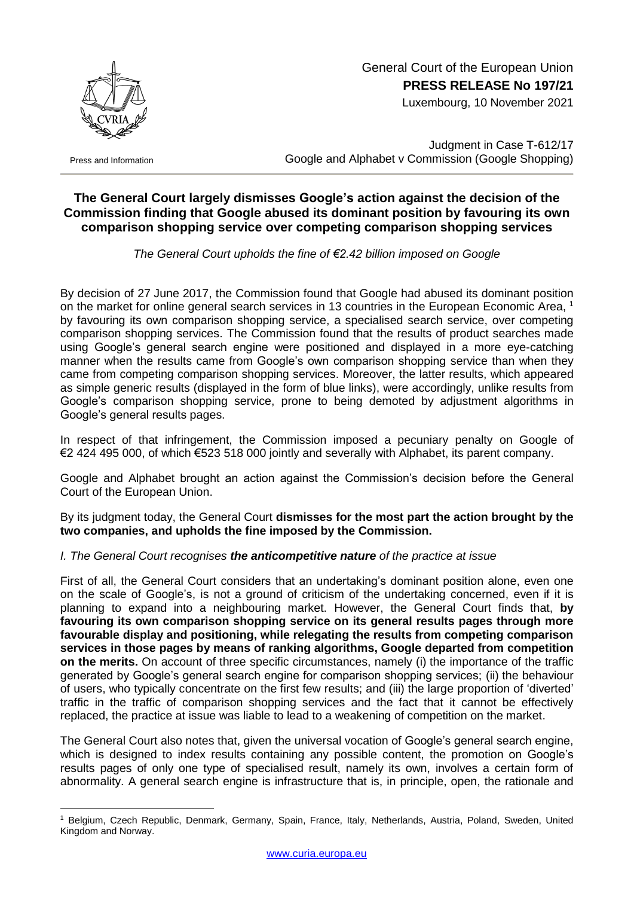General Court of the European Union
**PRESS RELEASE No 197/21**
Luxembourg, 10 November 2021

Press and Information

Judgment in Case T-612/17
Google and Alphabet v Commission (Google Shopping)

## The General Court largely dismisses Google's action against the decision of the Commission finding that Google abused its dominant position by favouring its own comparison shopping service over competing comparison shopping services

*The General Court upholds the fine of €2.42 billion imposed on Google*

By decision of 27 June 2017, the Commission found that Google had abused its dominant position on the market for online general search services in 13 countries in the European Economic Area, [1] by favouring its own comparison shopping service, a specialised search service, over competing comparison shopping services. The Commission found that the results of product searches made using Google's general search engine were positioned and displayed in a more eye-catching manner when the results came from Google's own comparison shopping service than when they came from competing comparison shopping services. Moreover, the latter results, which appeared as simple generic results (displayed in the form of blue links), were accordingly, unlike results from Google's comparison shopping service, prone to being demoted by adjustment algorithms in Google's general results pages.

In respect of that infringement, the Commission imposed a pecuniary penalty on Google of €2 424 495 000, of which €523 518 000 jointly and severally with Alphabet, its parent company.

Google and Alphabet brought an action against the Commission's decision before the General Court of the European Union.

By its judgment today, the General Court **dismisses for the most part the action brought by the two companies, and upholds the fine imposed by the Commission.**

*I. The General Court recognises **the anticompetitive nature** of the practice at issue*

First of all, the General Court considers that an undertaking's dominant position alone, even one on the scale of Google's, is not a ground of criticism of the undertaking concerned, even if it is planning to expand into a neighbouring market. However, the General Court finds that, **by favouring its own comparison shopping service on its general results pages through more favourable display and positioning, while relegating the results from competing comparison services in those pages by means of ranking algorithms, Google departed from competition on the merits.** On account of three specific circumstances, namely (i) the importance of the traffic generated by Google's general search engine for comparison shopping services; (ii) the behaviour of users, who typically concentrate on the first few results; and (iii) the large proportion of 'diverted' traffic in the traffic of comparison shopping services and the fact that it cannot be effectively replaced, the practice at issue was liable to lead to a weakening of competition on the market.

The General Court also notes that, given the universal vocation of Google's general search engine, which is designed to index results containing any possible content, the promotion on Google's results pages of only one type of specialised result, namely its own, involves a certain form of abnormality. A general search engine is infrastructure that is, in principle, open, the rationale and

[1] Belgium, Czech Republic, Denmark, Germany, Spain, France, Italy, Netherlands, Austria, Poland, Sweden, United Kingdom and Norway.

www.curia.europa.eu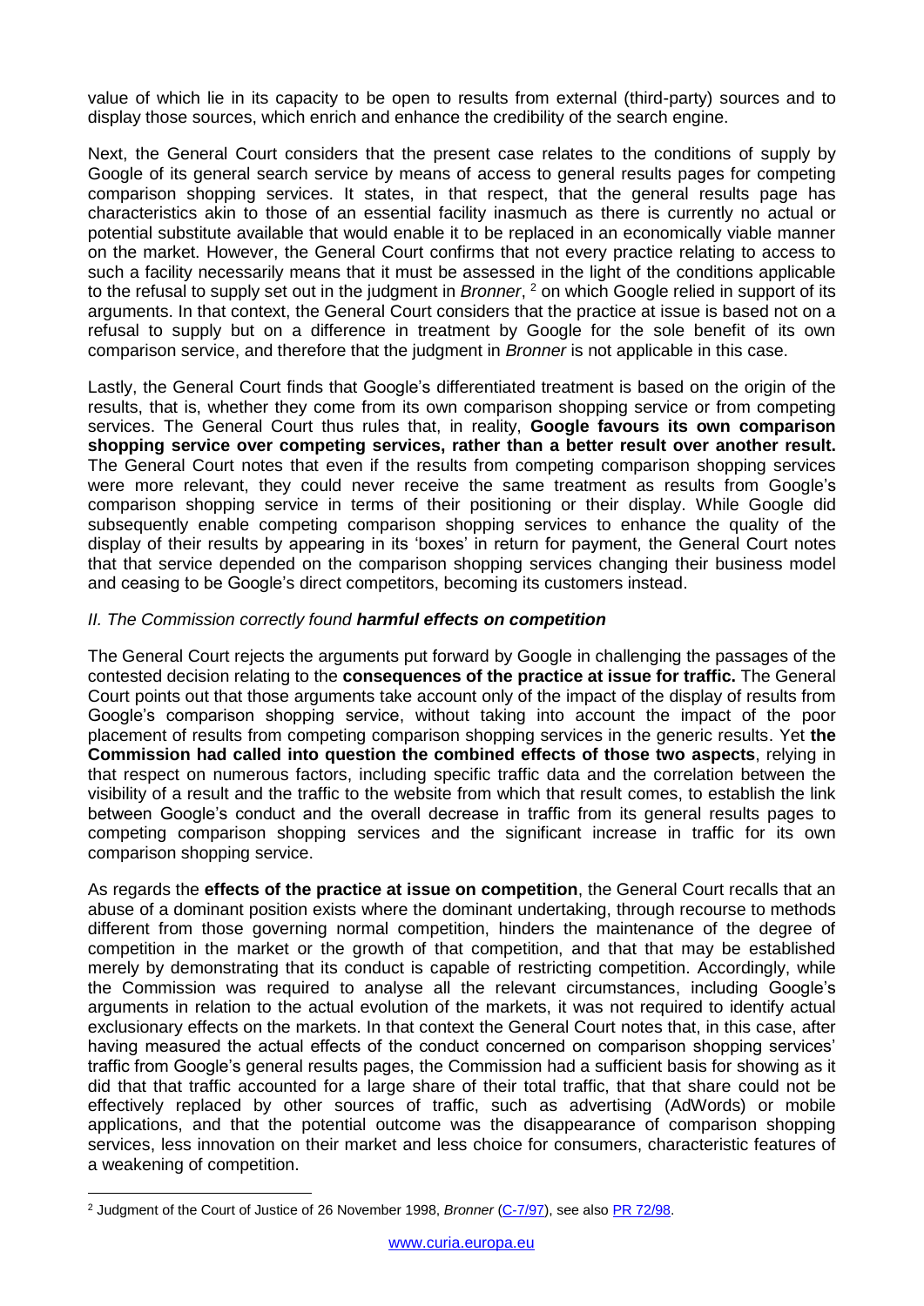value of which lie in its capacity to be open to results from external (third-party) sources and to display those sources, which enrich and enhance the credibility of the search engine.

Next, the General Court considers that the present case relates to the conditions of supply by Google of its general search service by means of access to general results pages for competing comparison shopping services. It states, in that respect, that the general results page has characteristics akin to those of an essential facility inasmuch as there is currently no actual or potential substitute available that would enable it to be replaced in an economically viable manner on the market. However, the General Court confirms that not every practice relating to access to such a facility necessarily means that it must be assessed in the light of the conditions applicable to the refusal to supply set out in the judgment in *Bronner*, [2] on which Google relied in support of its arguments. In that context, the General Court considers that the practice at issue is based not on a refusal to supply but on a difference in treatment by Google for the sole benefit of its own comparison service, and therefore that the judgment in *Bronner* is not applicable in this case.

Lastly, the General Court finds that Google's differentiated treatment is based on the origin of the results, that is, whether they come from its own comparison shopping service or from competing services. The General Court thus rules that, in reality, **Google favours its own comparison shopping service over competing services, rather than a better result over another result.** The General Court notes that even if the results from competing comparison shopping services were more relevant, they could never receive the same treatment as results from Google's comparison shopping service in terms of their positioning or their display. While Google did subsequently enable competing comparison shopping services to enhance the quality of the display of their results by appearing in its 'boxes' in return for payment, the General Court notes that that service depended on the comparison shopping services changing their business model and ceasing to be Google's direct competitors, becoming its customers instead.

*II. The Commission correctly found **harmful effects on competition***

The General Court rejects the arguments put forward by Google in challenging the passages of the contested decision relating to the **consequences of the practice at issue for traffic.** The General Court points out that those arguments take account only of the impact of the display of results from Google's comparison shopping service, without taking into account the impact of the poor placement of results from competing comparison shopping services in the generic results. Yet **the Commission had called into question the combined effects of those two aspects**, relying in that respect on numerous factors, including specific traffic data and the correlation between the visibility of a result and the traffic to the website from which that result comes, to establish the link between Google's conduct and the overall decrease in traffic from its general results pages to competing comparison shopping services and the significant increase in traffic for its own comparison shopping service.

As regards the **effects of the practice at issue on competition**, the General Court recalls that an abuse of a dominant position exists where the dominant undertaking, through recourse to methods different from those governing normal competition, hinders the maintenance of the degree of competition in the market or the growth of that competition, and that that may be established merely by demonstrating that its conduct is capable of restricting competition. Accordingly, while the Commission was required to analyse all the relevant circumstances, including Google's arguments in relation to the actual evolution of the markets, it was not required to identify actual exclusionary effects on the markets. In that context the General Court notes that, in this case, after having measured the actual effects of the conduct concerned on comparison shopping services' traffic from Google's general results pages, the Commission had a sufficient basis for showing as it did that that traffic accounted for a large share of their total traffic, that that share could not be effectively replaced by other sources of traffic, such as advertising (AdWords) or mobile applications, and that the potential outcome was the disappearance of comparison shopping services, less innovation on their market and less choice for consumers, characteristic features of a weakening of competition.

---

[2] Judgment of the Court of Justice of 26 November 1998, *Bronner* (C-7/97), see also PR 72/98.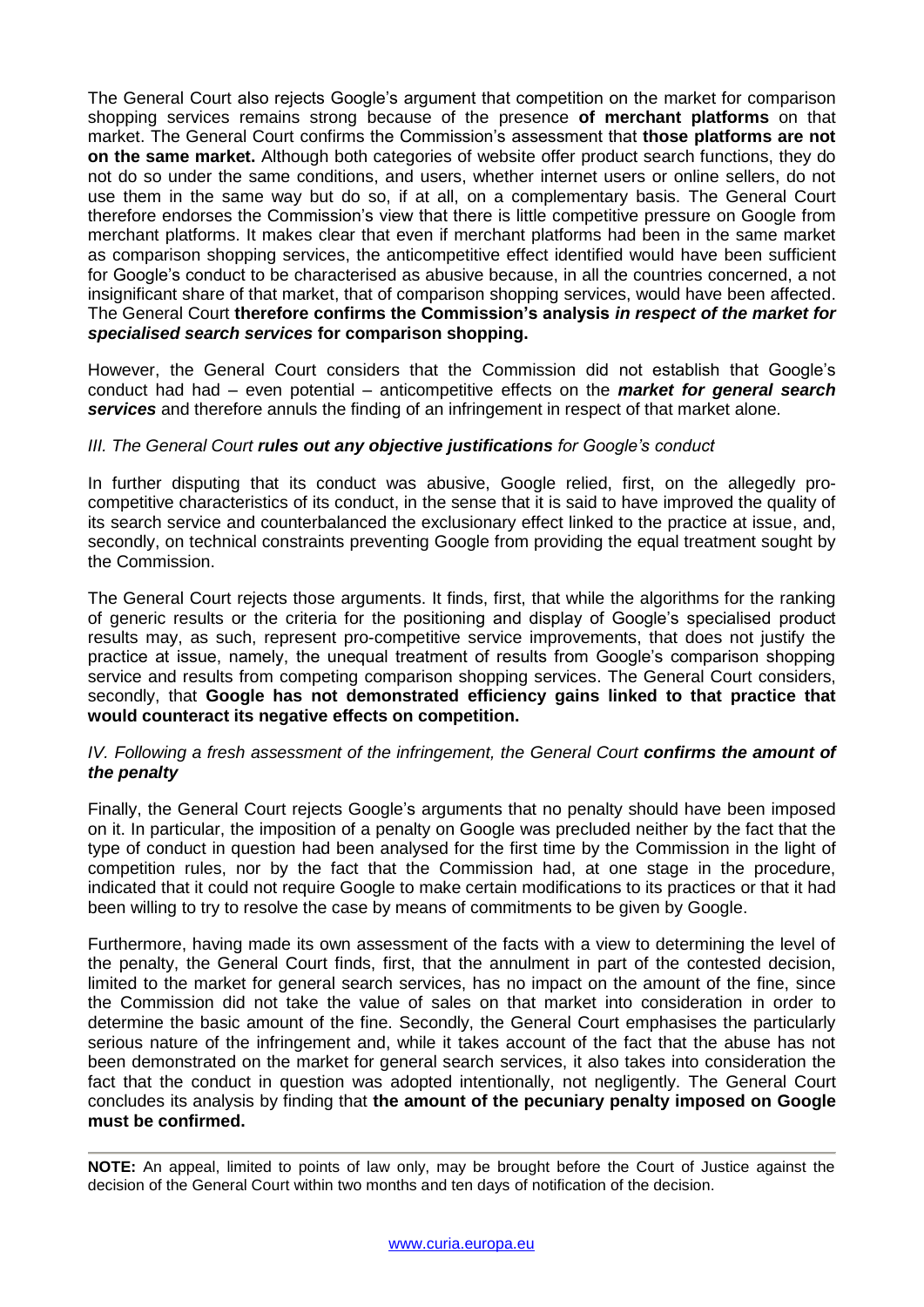The General Court also rejects Google's argument that competition on the market for comparison shopping services remains strong because of the presence **of merchant platforms** on that market. The General Court confirms the Commission's assessment that **those platforms are not on the same market.** Although both categories of website offer product search functions, they do not do so under the same conditions, and users, whether internet users or online sellers, do not use them in the same way but do so, if at all, on a complementary basis. The General Court therefore endorses the Commission's view that there is little competitive pressure on Google from merchant platforms. It makes clear that even if merchant platforms had been in the same market as comparison shopping services, the anticompetitive effect identified would have been sufficient for Google's conduct to be characterised as abusive because, in all the countries concerned, a not insignificant share of that market, that of comparison shopping services, would have been affected. The General Court **therefore confirms the Commission's analysis *in respect of the market for specialised search services* for comparison shopping.**

However, the General Court considers that the Commission did not establish that Google's conduct had had – even potential – anticompetitive effects on the ***market for general search services*** and therefore annuls the finding of an infringement in respect of that market alone.

### *III. The General Court **rules out any objective justifications** for Google's conduct*

In further disputing that its conduct was abusive, Google relied, first, on the allegedly pro-competitive characteristics of its conduct, in the sense that it is said to have improved the quality of its search service and counterbalanced the exclusionary effect linked to the practice at issue, and, secondly, on technical constraints preventing Google from providing the equal treatment sought by the Commission.

The General Court rejects those arguments. It finds, first, that while the algorithms for the ranking of generic results or the criteria for the positioning and display of Google's specialised product results may, as such, represent pro-competitive service improvements, that does not justify the practice at issue, namely, the unequal treatment of results from Google's comparison shopping service and results from competing comparison shopping services. The General Court considers, secondly, that **Google has not demonstrated efficiency gains linked to that practice that would counteract its negative effects on competition.**

### *IV. Following a fresh assessment of the infringement, the General Court **confirms the amount of the penalty***

Finally, the General Court rejects Google's arguments that no penalty should have been imposed on it. In particular, the imposition of a penalty on Google was precluded neither by the fact that the type of conduct in question had been analysed for the first time by the Commission in the light of competition rules, nor by the fact that the Commission had, at one stage in the procedure, indicated that it could not require Google to make certain modifications to its practices or that it had been willing to try to resolve the case by means of commitments to be given by Google.

Furthermore, having made its own assessment of the facts with a view to determining the level of the penalty, the General Court finds, first, that the annulment in part of the contested decision, limited to the market for general search services, has no impact on the amount of the fine, since the Commission did not take the value of sales on that market into consideration in order to determine the basic amount of the fine. Secondly, the General Court emphasises the particularly serious nature of the infringement and, while it takes account of the fact that the abuse has not been demonstrated on the market for general search services, it also takes into consideration the fact that the conduct in question was adopted intentionally, not negligently. The General Court concludes its analysis by finding that **the amount of the pecuniary penalty imposed on Google must be confirmed.**

---

**NOTE:** An appeal, limited to points of law only, may be brought before the Court of Justice against the decision of the General Court within two months and ten days of notification of the decision.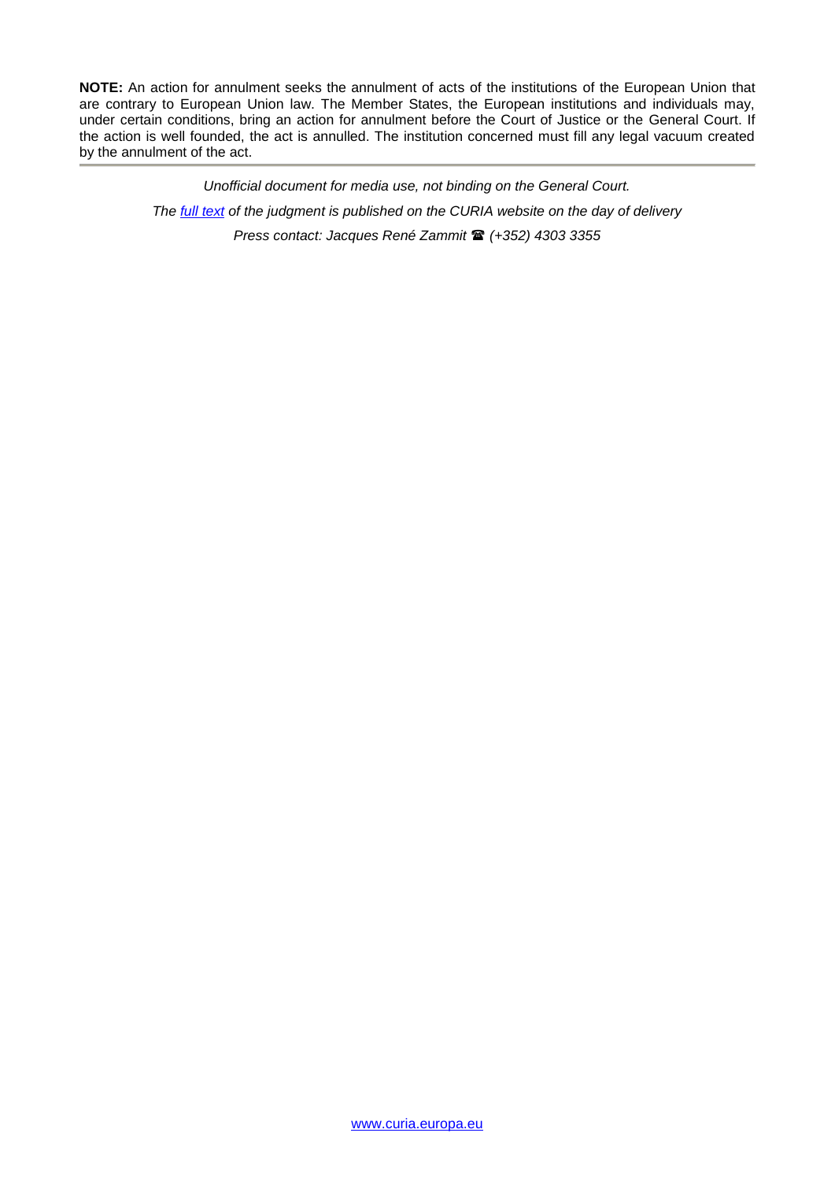**NOTE:** An action for annulment seeks the annulment of acts of the institutions of the European Union that are contrary to European Union law. The Member States, the European institutions and individuals may, under certain conditions, bring an action for annulment before the Court of Justice or the General Court. If the action is well founded, the act is annulled. The institution concerned must fill any legal vacuum created by the annulment of the act.

---

*Unofficial document for media use, not binding on the General Court.*

*The full text of the judgment is published on the CURIA website on the day of delivery*

*Press contact: Jacques René Zammit ☎ (+352) 4303 3355*

www.curia.europa.eu